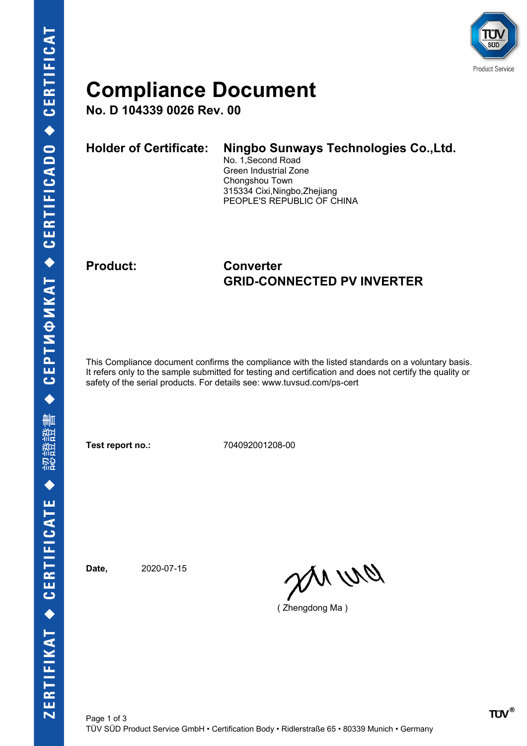# Compliance Document

**No. D 104339 0026 Rev. 00**

**Holder of Certificate:** **Ningbo Sunways Technologies Co.,Ltd.**
No. 1,Second Road
Green Industrial Zone
Chongshou Town
315334 Cixi,Ningbo,Zhejiang
PEOPLE'S REPUBLIC OF CHINA

**Product:** **Converter**
**GRID-CONNECTED PV INVERTER**

This Compliance document confirms the compliance with the listed standards on a voluntary basis. It refers only to the sample submitted for testing and certification and does not certify the quality or safety of the serial products. For details see: www.tuvsud.com/ps-cert

**Test report no.:** 704092001208-00

**Date,** 2020-07-15

( Zhengdong Ma )

TÜV SÜD Product Service GmbH • Certification Body • Ridlerstraße 65 • 80339 Munich • Germany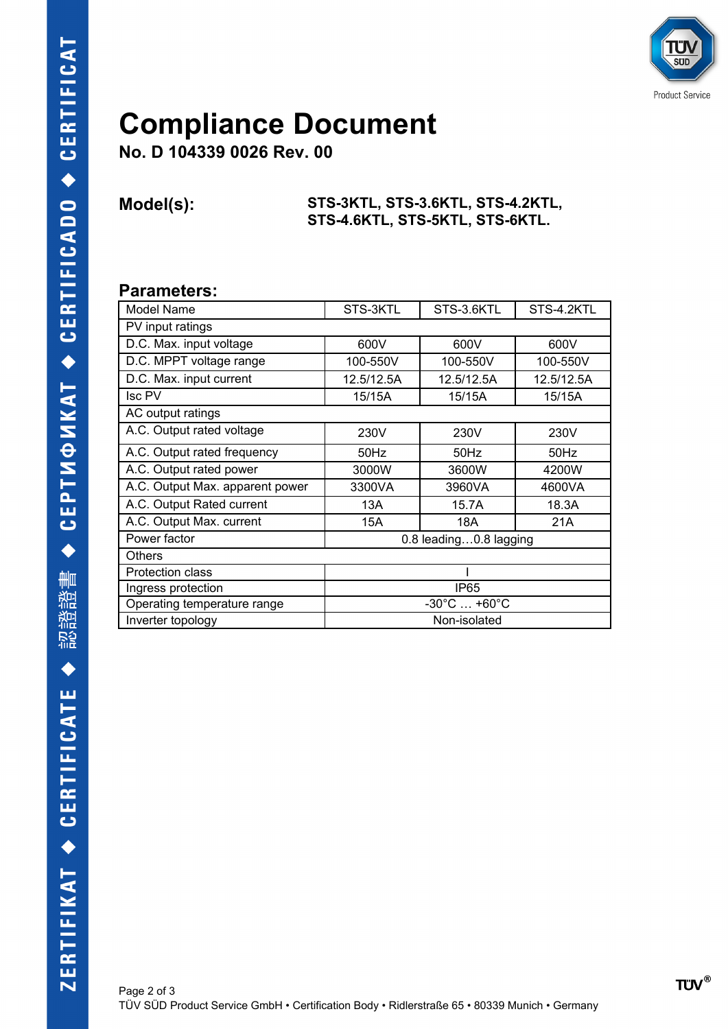# Compliance Document

**No. D 104339 0026 Rev. 00**

**Model(s):** **STS-3KTL, STS-3.6KTL, STS-4.2KTL, STS-4.6KTL, STS-5KTL, STS-6KTL.**

## Parameters:

| Model Name | STS-3KTL | STS-3.6KTL | STS-4.2KTL |
|---|---|---|---|
| PV input ratings | | | |
| D.C. Max. input voltage | 600V | 600V | 600V |
| D.C. MPPT voltage range | 100-550V | 100-550V | 100-550V |
| D.C. Max. input current | 12.5/12.5A | 12.5/12.5A | 12.5/12.5A |
| Isc PV | 15/15A | 15/15A | 15/15A |
| AC output ratings | | | |
| A.C. Output rated voltage | 230V | 230V | 230V |
| A.C. Output rated frequency | 50Hz | 50Hz | 50Hz |
| A.C. Output rated power | 3000W | 3600W | 4200W |
| A.C. Output Max. apparent power | 3300VA | 3960VA | 4600VA |
| A.C. Output Rated current | 13A | 15.7A | 18.3A |
| A.C. Output Max. current | 15A | 18A | 21A |
| Power factor | 0.8 leading…0.8 lagging | | |
| Others | | | |
| Protection class | I | | |
| Ingress protection | IP65 | | |
| Operating temperature range | -30°C … +60°C | | |
| Inverter topology | Non-isolated | | |

TÜV SÜD Product Service GmbH • Certification Body • Ridlerstraße 65 • 80339 Munich • Germany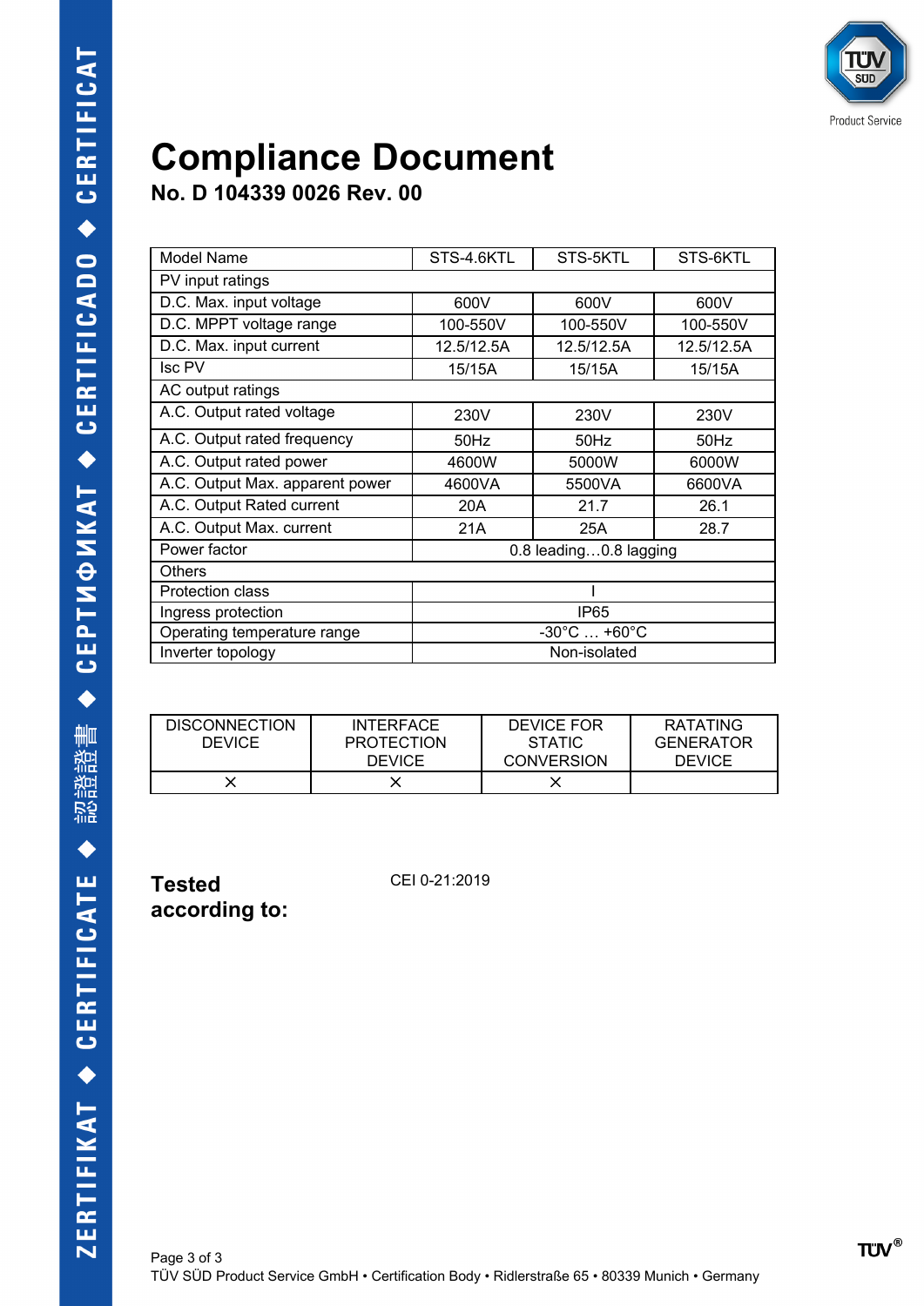# Compliance Document

## No. D 104339 0026 Rev. 00

| Model Name | STS-4.6KTL | STS-5KTL | STS-6KTL |
|---|---|---|---|
| PV input ratings | | | |
| D.C. Max. input voltage | 600V | 600V | 600V |
| D.C. MPPT voltage range | 100-550V | 100-550V | 100-550V |
| D.C. Max. input current | 12.5/12.5A | 12.5/12.5A | 12.5/12.5A |
| Isc PV | 15/15A | 15/15A | 15/15A |
| AC output ratings | | | |
| A.C. Output rated voltage | 230V | 230V | 230V |
| A.C. Output rated frequency | 50Hz | 50Hz | 50Hz |
| A.C. Output rated power | 4600W | 5000W | 6000W |
| A.C. Output Max. apparent power | 4600VA | 5500VA | 6600VA |
| A.C. Output Rated current | 20A | 21.7 | 26.1 |
| A.C. Output Max. current | 21A | 25A | 28.7 |
| Power factor | 0.8 leading…0.8 lagging | | |
| Others | | | |
| Protection class | I | | |
| Ingress protection | IP65 | | |
| Operating temperature range | -30°C … +60°C | | |
| Inverter topology | Non-isolated | | |

| DISCONNECTION DEVICE | INTERFACE PROTECTION DEVICE | DEVICE FOR STATIC CONVERSION | RATATING GENERATOR DEVICE |
|---|---|---|---|
| × | × | × | |

**Tested according to:** CEI 0-21:2019

TÜV SÜD Product Service GmbH • Certification Body • Ridlerstraße 65 • 80339 Munich • Germany